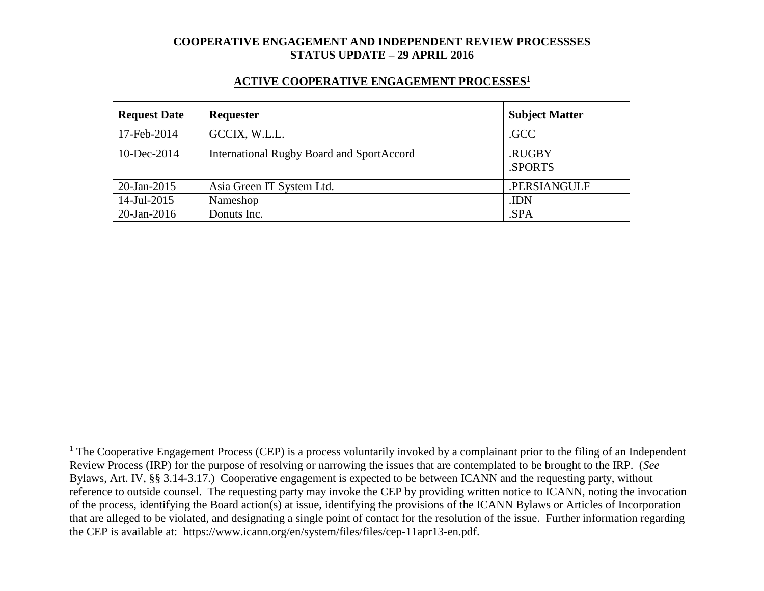**COOPERATIVE ENGAGEMENT AND INDEPENDENT REVIEW PROCESSSES**
**STATUS UPDATE – 29 APRIL 2016**

## ACTIVE COOPERATIVE ENGAGEMENT PROCESSES[1]

| Request Date | Requester | Subject Matter |
|---|---|---|
| 17-Feb-2014 | GCCIX, W.L.L. | .GCC |
| 10-Dec-2014 | International Rugby Board and SportAccord | .RUGBY<br>.SPORTS |
| 20-Jan-2015 | Asia Green IT System Ltd. | .PERSIANGULF |
| 14-Jul-2015 | Nameshop | .IDN |
| 20-Jan-2016 | Donuts Inc. | .SPA |

[1] The Cooperative Engagement Process (CEP) is a process voluntarily invoked by a complainant prior to the filing of an Independent Review Process (IRP) for the purpose of resolving or narrowing the issues that are contemplated to be brought to the IRP. (*See* Bylaws, Art. IV, §§ 3.14-3.17.) Cooperative engagement is expected to be between ICANN and the requesting party, without reference to outside counsel. The requesting party may invoke the CEP by providing written notice to ICANN, noting the invocation of the process, identifying the Board action(s) at issue, identifying the provisions of the ICANN Bylaws or Articles of Incorporation that are alleged to be violated, and designating a single point of contact for the resolution of the issue. Further information regarding the CEP is available at: https://www.icann.org/en/system/files/files/cep-11apr13-en.pdf.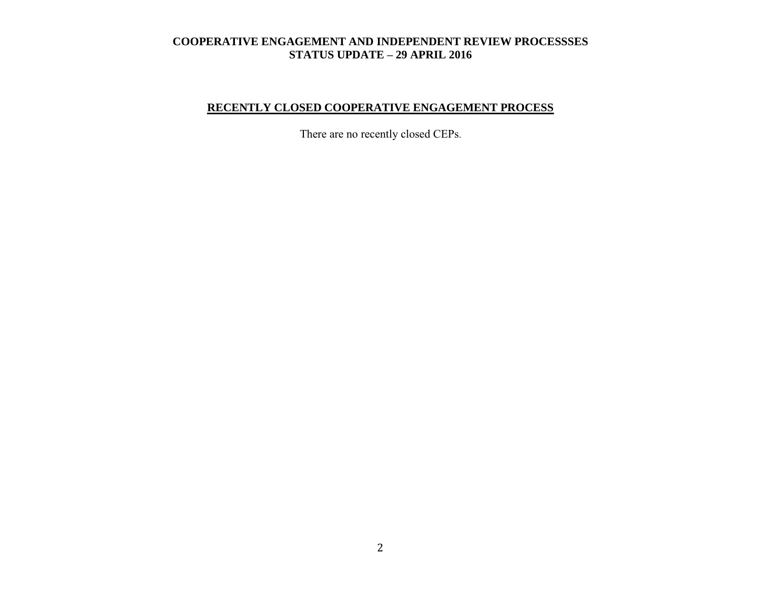**COOPERATIVE ENGAGEMENT AND INDEPENDENT REVIEW PROCESSSES**
**STATUS UPDATE – 29 APRIL 2016**

## RECENTLY CLOSED COOPERATIVE ENGAGEMENT PROCESS

There are no recently closed CEPs.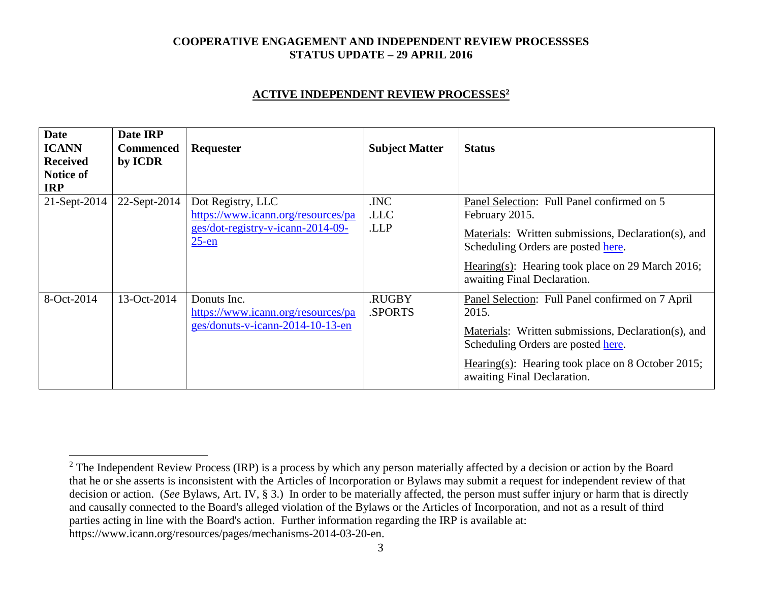**COOPERATIVE ENGAGEMENT AND INDEPENDENT REVIEW PROCESSSES**
**STATUS UPDATE – 29 APRIL 2016**

## ACTIVE INDEPENDENT REVIEW PROCESSES[2]

| Date ICANN Received Notice of IRP | Date IRP Commenced by ICDR | Requester | Subject Matter | Status |
|---|---|---|---|---|
| 21-Sept-2014 | 22-Sept-2014 | Dot Registry, LLC https://www.icann.org/resources/pages/dot-registry-v-icann-2014-09-25-en | .INC<br>.LLC<br>.LLP | Panel Selection: Full Panel confirmed on 5 February 2015.<br>Materials: Written submissions, Declaration(s), and Scheduling Orders are posted here.<br>Hearing(s): Hearing took place on 29 March 2016; awaiting Final Declaration. |
| 8-Oct-2014 | 13-Oct-2014 | Donuts Inc. https://www.icann.org/resources/pages/donuts-v-icann-2014-10-13-en | .RUGBY<br>.SPORTS | Panel Selection: Full Panel confirmed on 7 April 2015.<br>Materials: Written submissions, Declaration(s), and Scheduling Orders are posted here.<br>Hearing(s): Hearing took place on 8 October 2015; awaiting Final Declaration. |

[2] The Independent Review Process (IRP) is a process by which any person materially affected by a decision or action by the Board that he or she asserts is inconsistent with the Articles of Incorporation or Bylaws may submit a request for independent review of that decision or action. (*See* Bylaws, Art. IV, § 3.) In order to be materially affected, the person must suffer injury or harm that is directly and causally connected to the Board's alleged violation of the Bylaws or the Articles of Incorporation, and not as a result of third parties acting in line with the Board's action. Further information regarding the IRP is available at: https://www.icann.org/resources/pages/mechanisms-2014-03-20-en.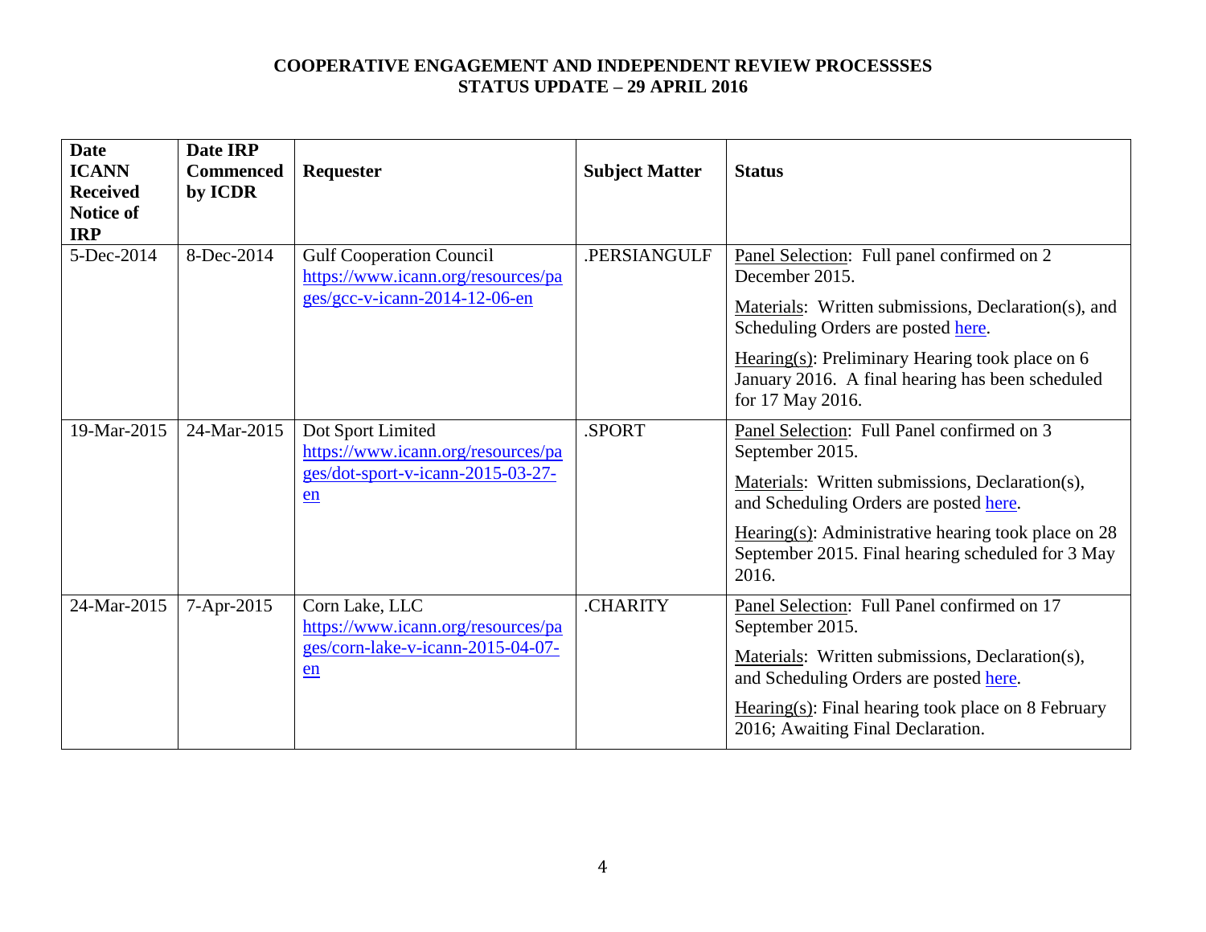**COOPERATIVE ENGAGEMENT AND INDEPENDENT REVIEW PROCESSSES**
**STATUS UPDATE – 29 APRIL 2016**

| Date ICANN Received Notice of IRP | Date IRP Commenced by ICDR | Requester | Subject Matter | Status |
|---|---|---|---|---|
| 5-Dec-2014 | 8-Dec-2014 | Gulf Cooperation Council https://www.icann.org/resources/pages/gcc-v-icann-2014-12-06-en | .PERSIANGULF | Panel Selection: Full panel confirmed on 2 December 2015.<br><br>Materials: Written submissions, Declaration(s), and Scheduling Orders are posted here.<br><br>Hearing(s): Preliminary Hearing took place on 6 January 2016. A final hearing has been scheduled for 17 May 2016. |
| 19-Mar-2015 | 24-Mar-2015 | Dot Sport Limited https://www.icann.org/resources/pages/dot-sport-v-icann-2015-03-27-en | .SPORT | Panel Selection: Full Panel confirmed on 3 September 2015.<br><br>Materials: Written submissions, Declaration(s), and Scheduling Orders are posted here.<br><br>Hearing(s): Administrative hearing took place on 28 September 2015. Final hearing scheduled for 3 May 2016. |
| 24-Mar-2015 | 7-Apr-2015 | Corn Lake, LLC https://www.icann.org/resources/pages/corn-lake-v-icann-2015-04-07-en | .CHARITY | Panel Selection: Full Panel confirmed on 17 September 2015.<br><br>Materials: Written submissions, Declaration(s), and Scheduling Orders are posted here.<br><br>Hearing(s): Final hearing took place on 8 February 2016; Awaiting Final Declaration. |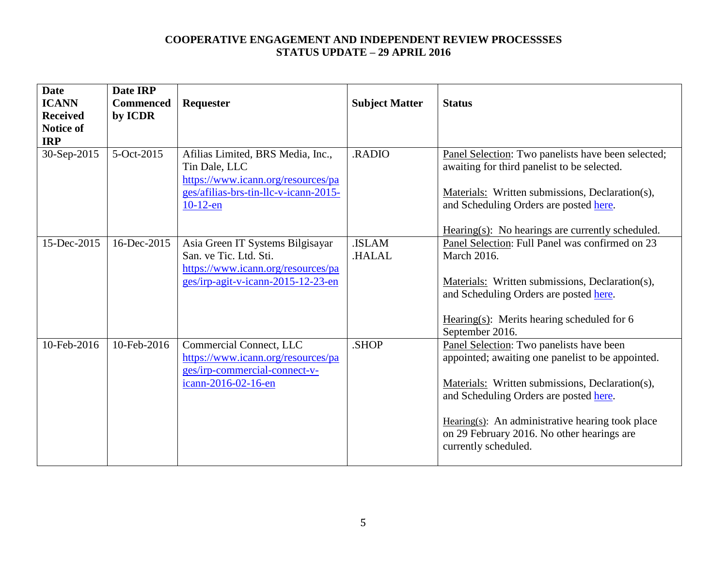**COOPERATIVE ENGAGEMENT AND INDEPENDENT REVIEW PROCESSSES**
**STATUS UPDATE – 29 APRIL 2016**

| Date ICANN Received Notice of IRP | Date IRP Commenced by ICDR | Requester | Subject Matter | Status |
|---|---|---|---|---|
| 30-Sep-2015 | 5-Oct-2015 | Afilias Limited, BRS Media, Inc., Tin Dale, LLC https://www.icann.org/resources/pages/afilias-brs-tin-llc-v-icann-2015-10-12-en | .RADIO | Panel Selection: Two panelists have been selected; awaiting for third panelist to be selected.<br><br>Materials: Written submissions, Declaration(s), and Scheduling Orders are posted here.<br><br>Hearing(s): No hearings are currently scheduled. |
| 15-Dec-2015 | 16-Dec-2015 | Asia Green IT Systems Bilgisayar San. ve Tic. Ltd. Sti. https://www.icann.org/resources/pages/irp-agit-v-icann-2015-12-23-en | .ISLAM .HALAL | Panel Selection: Full Panel was confirmed on 23 March 2016.<br><br>Materials: Written submissions, Declaration(s), and Scheduling Orders are posted here.<br><br>Hearing(s): Merits hearing scheduled for 6 September 2016. |
| 10-Feb-2016 | 10-Feb-2016 | Commercial Connect, LLC https://www.icann.org/resources/pages/irp-commercial-connect-v-icann-2016-02-16-en | .SHOP | Panel Selection: Two panelists have been appointed; awaiting one panelist to be appointed.<br><br>Materials: Written submissions, Declaration(s), and Scheduling Orders are posted here.<br><br>Hearing(s): An administrative hearing took place on 29 February 2016. No other hearings are currently scheduled. |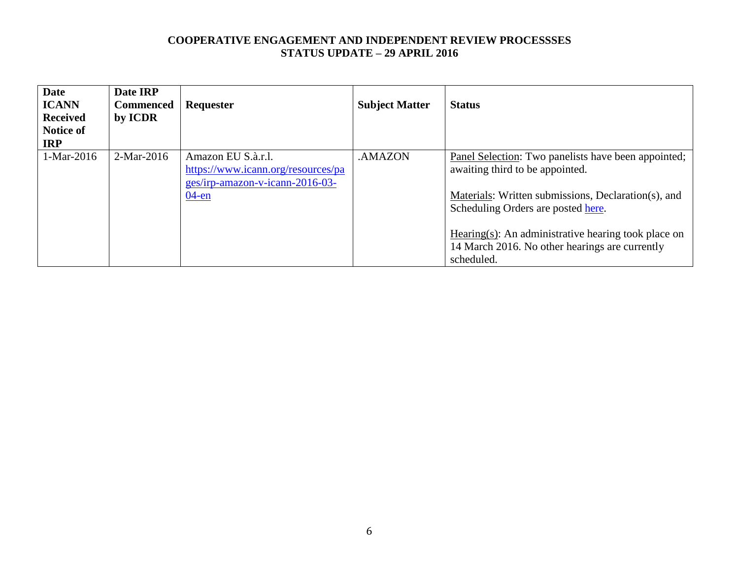**COOPERATIVE ENGAGEMENT AND INDEPENDENT REVIEW PROCESSSES**
**STATUS UPDATE – 29 APRIL 2016**

| Date ICANN Received Notice of IRP | Date IRP Commenced by ICDR | Requester | Subject Matter | Status |
|---|---|---|---|---|
| 1-Mar-2016 | 2-Mar-2016 | Amazon EU S.à.r.l. https://www.icann.org/resources/pages/irp-amazon-v-icann-2016-03-04-en | .AMAZON | Panel Selection: Two panelists have been appointed; awaiting third to be appointed.<br><br>Materials: Written submissions, Declaration(s), and Scheduling Orders are posted here.<br><br>Hearing(s): An administrative hearing took place on 14 March 2016. No other hearings are currently scheduled. |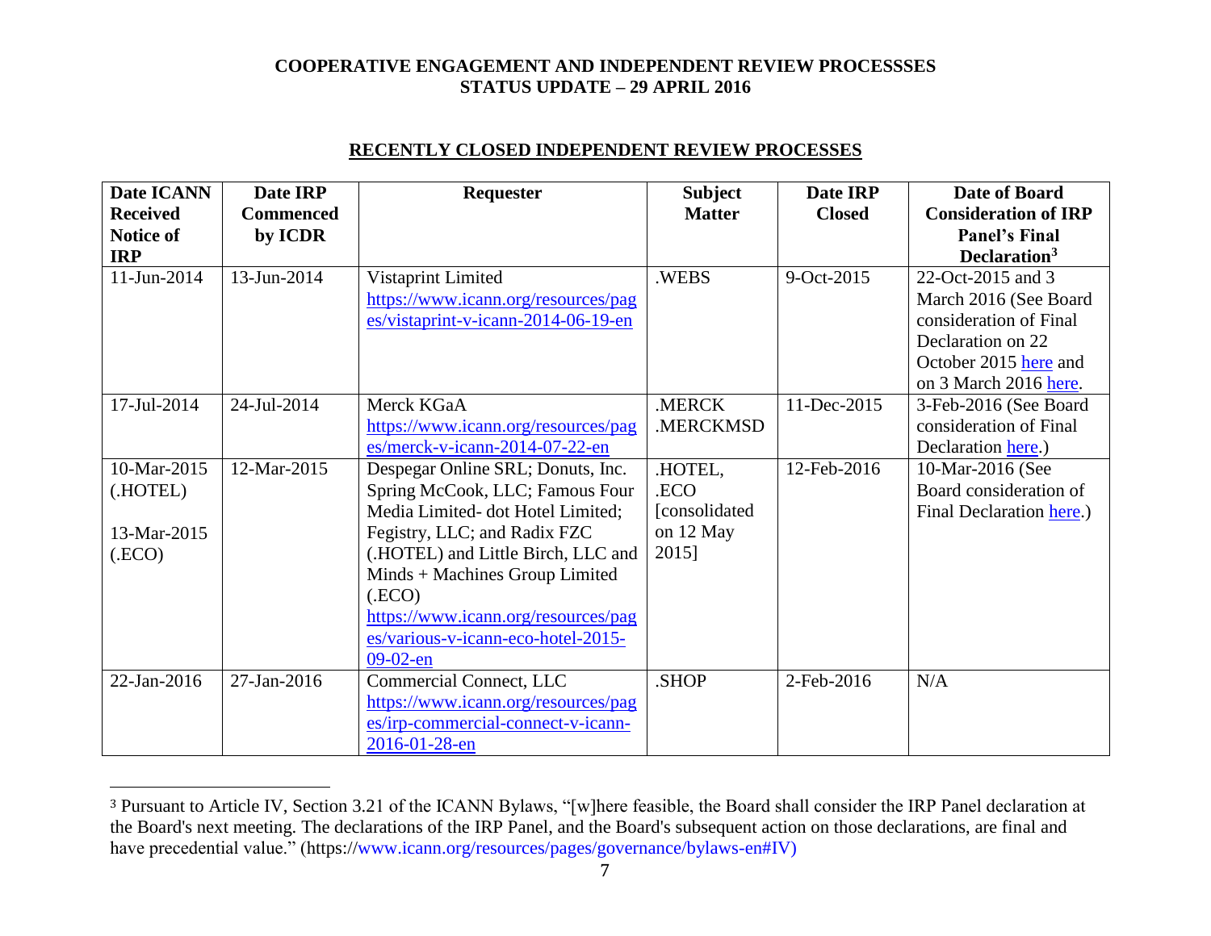**COOPERATIVE ENGAGEMENT AND INDEPENDENT REVIEW PROCESSSES**
**STATUS UPDATE – 29 APRIL 2016**

## RECENTLY CLOSED INDEPENDENT REVIEW PROCESSES

| Date ICANN Received Notice of IRP | Date IRP Commenced by ICDR | Requester | Subject Matter | Date IRP Closed | Date of Board Consideration of IRP Panel's Final Declaration[3] |
|---|---|---|---|---|---|
| 11-Jun-2014 | 13-Jun-2014 | Vistaprint Limited https://www.icann.org/resources/pages/vistaprint-v-icann-2014-06-19-en | .WEBS | 9-Oct-2015 | 22-Oct-2015 and 3 March 2016 (See Board consideration of Final Declaration on 22 October 2015 here and on 3 March 2016 here. |
| 17-Jul-2014 | 24-Jul-2014 | Merck KGaA https://www.icann.org/resources/pages/merck-v-icann-2014-07-22-en | .MERCK .MERCKMSD | 11-Dec-2015 | 3-Feb-2016 (See Board consideration of Final Declaration here.) |
| 10-Mar-2015 (.HOTEL) 13-Mar-2015 (.ECO) | 12-Mar-2015 | Despegar Online SRL; Donuts, Inc. Spring McCook, LLC; Famous Four Media Limited- dot Hotel Limited; Fegistry, LLC; and Radix FZC (.HOTEL) and Little Birch, LLC and Minds + Machines Group Limited (.ECO) https://www.icann.org/resources/pages/various-v-icann-eco-hotel-2015-09-02-en | .HOTEL, .ECO [consolidated on 12 May 2015] | 12-Feb-2016 | 10-Mar-2016 (See Board consideration of Final Declaration here.) |
| 22-Jan-2016 | 27-Jan-2016 | Commercial Connect, LLC https://www.icann.org/resources/pages/irp-commercial-connect-v-icann-2016-01-28-en | .SHOP | 2-Feb-2016 | N/A |

[3] Pursuant to Article IV, Section 3.21 of the ICANN Bylaws, "[w]here feasible, the Board shall consider the IRP Panel declaration at the Board's next meeting. The declarations of the IRP Panel, and the Board's subsequent action on those declarations, are final and have precedential value." (https://www.icann.org/resources/pages/governance/bylaws-en#IV)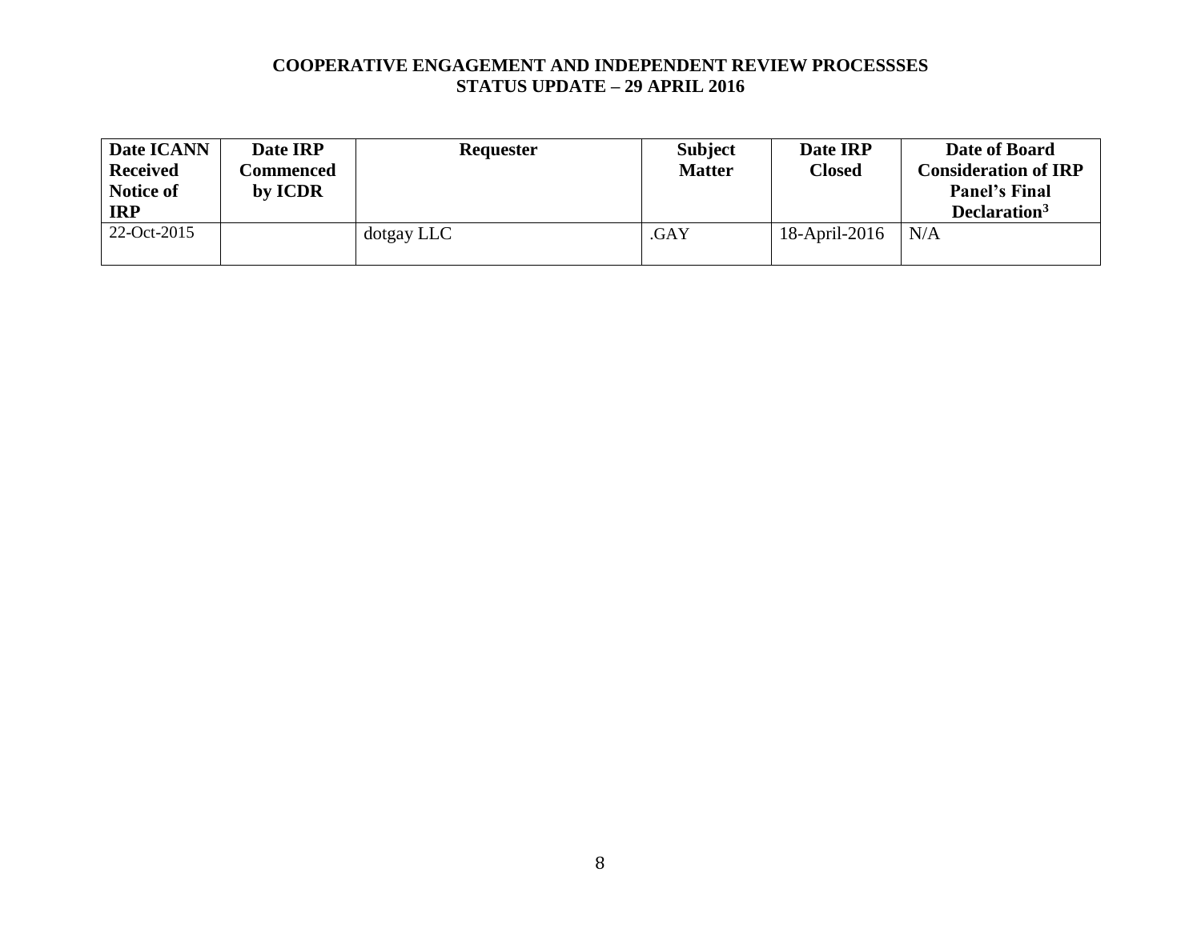**COOPERATIVE ENGAGEMENT AND INDEPENDENT REVIEW PROCESSSES**
**STATUS UPDATE – 29 APRIL 2016**

| Date ICANN Received Notice of IRP | Date IRP Commenced by ICDR | Requester | Subject Matter | Date IRP Closed | Date of Board Consideration of IRP Panel's Final Declaration[3] |
|---|---|---|---|---|---|
| 22-Oct-2015 | | dotgay LLC | .GAY | 18-April-2016 | N/A |